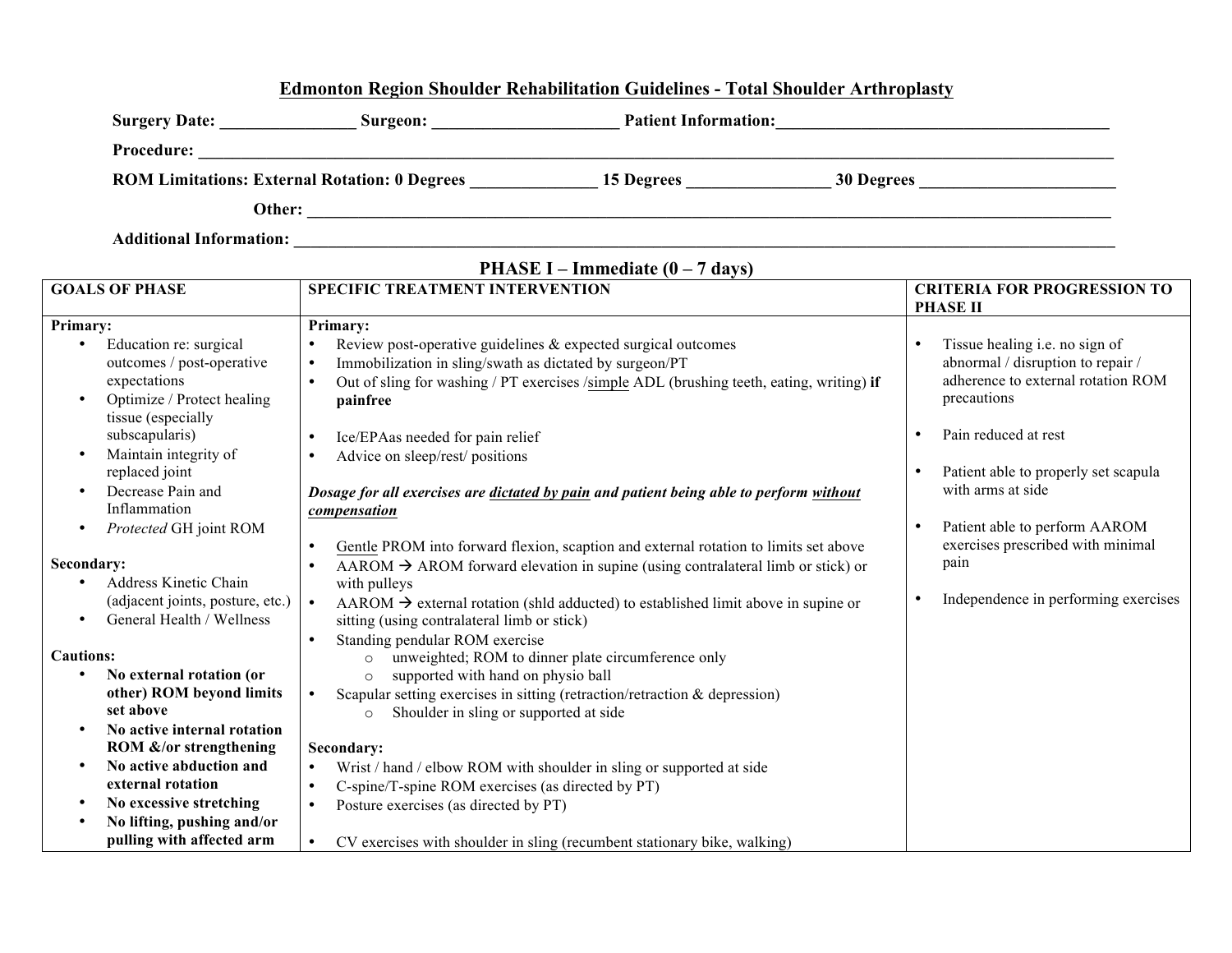# Edmonton Region Shoulder Rehabilitation Guidelines - Total Shoulder Arthroplasty

**Surgery Date:** ________________ **Surgeon:** ______________________ **Patient Information:**________________________________________

**Procedure:** ________________________________________________________________________________________________________

**ROM Limitations: External Rotation: 0 Degrees** _______________ **15 Degrees** _________________ **30 Degrees** ________________________

**Other:** ____________________________________________________________________________________________________

**Additional Information:** _________________________________________________________________________________________________

## PHASE I – Immediate (0 – 7 days)

| GOALS OF PHASE | SPECIFIC TREATMENT INTERVENTION | CRITERIA FOR PROGRESSION TO PHASE II |
|---|---|---|
| **Primary:**<br>• Education re: surgical outcomes / post-operative expectations<br>• Optimize / Protect healing tissue (especially subscapularis)<br>• Maintain integrity of replaced joint<br>• Decrease Pain and Inflammation<br>• *Protected* GH joint ROM<br><br>**Secondary:**<br>• Address Kinetic Chain (adjacent joints, posture, etc.)<br>• General Health / Wellness<br><br>**Cautions:**<br>• **No external rotation (or other) ROM beyond limits set above**<br>• **No active internal rotation ROM &/or strengthening**<br>• **No active abduction and external rotation**<br>• **No excessive stretching**<br>• **No lifting, pushing and/or pulling with affected arm** | **Primary:**<br>• Review post-operative guidelines & expected surgical outcomes<br>• Immobilization in sling/swath as dictated by surgeon/PT<br>• Out of sling for washing / PT exercises /<u>simple</u> ADL (brushing teeth, eating, writing) **if painfree**<br><br>• Ice/EPAas needed for pain relief<br>• Advice on sleep/rest/ positions<br><br>***Dosage for all exercises are <u>dictated by pain</u> and patient being able to perform <u>without compensation</u>***<br><br>• <u>Gentle</u> PROM into forward flexion, scaption and external rotation to limits set above<br>• AAROM → AROM forward elevation in supine (using contralateral limb or stick) or with pulleys<br>• AAROM → external rotation (shld adducted) to established limit above in supine or sitting (using contralateral limb or stick)<br>• Standing pendular ROM exercise<br>  ○ unweighted; ROM to dinner plate circumference only<br>  ○ supported with hand on physio ball<br>• Scapular setting exercises in sitting (retraction/retraction & depression)<br>  ○ Shoulder in sling or supported at side<br><br>**Secondary:**<br>• Wrist / hand / elbow ROM with shoulder in sling or supported at side<br>• C-spine/T-spine ROM exercises (as directed by PT)<br>• Posture exercises (as directed by PT)<br><br>• CV exercises with shoulder in sling (recumbent stationary bike, walking) | • Tissue healing i.e. no sign of abnormal / disruption to repair / adherence to external rotation ROM precautions<br><br>• Pain reduced at rest<br><br>• Patient able to properly set scapula with arms at side<br><br>• Patient able to perform AAROM exercises prescribed with minimal pain<br><br>• Independence in performing exercises |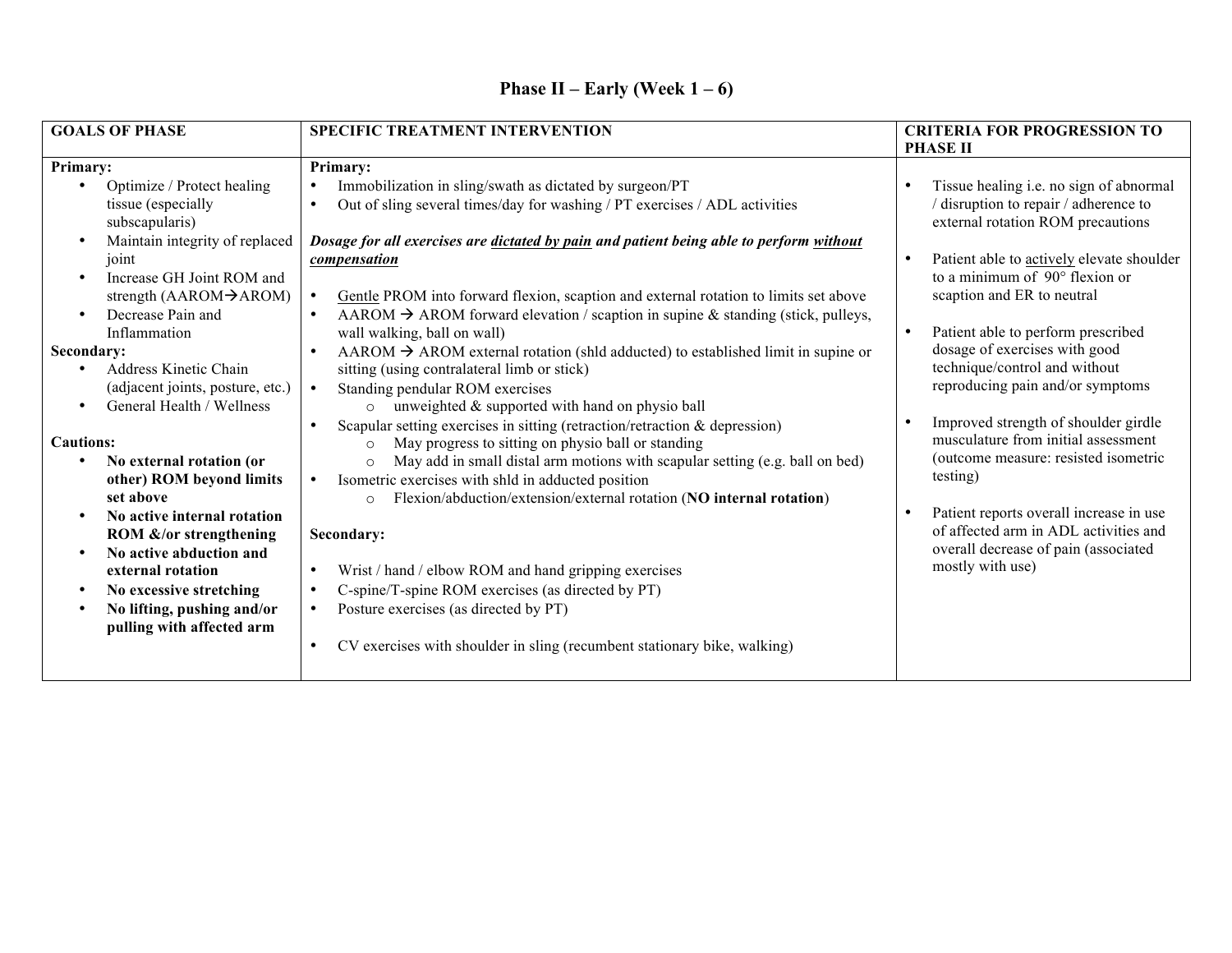## Phase II – Early (Week 1 – 6)

| GOALS OF PHASE | SPECIFIC TREATMENT INTERVENTION | CRITERIA FOR PROGRESSION TO PHASE II |
|---|---|---|
| **Primary:**<br>• Optimize / Protect healing tissue (especially subscapularis)<br>• Maintain integrity of replaced joint<br>• Increase GH Joint ROM and strength (AAROM→AROM)<br>• Decrease Pain and Inflammation<br>**Secondary:**<br>• Address Kinetic Chain (adjacent joints, posture, etc.)<br>• General Health / Wellness<br><br>**Cautions:**<br>• **No external rotation (or other) ROM beyond limits set above**<br>• **No active internal rotation ROM &/or strengthening**<br>• **No active abduction and external rotation**<br>• **No excessive stretching**<br>• **No lifting, pushing and/or pulling with affected arm** | **Primary:**<br>• Immobilization in sling/swath as dictated by surgeon/PT<br>• Out of sling several times/day for washing / PT exercises / ADL activities<br><br>***Dosage for all exercises are <u>dictated by pain</u> and patient being able to perform <u>without compensation</u>***<br><br>• <u>Gentle</u> PROM into forward flexion, scaption and external rotation to limits set above<br>• AAROM → AROM forward elevation / scaption in supine & standing (stick, pulleys, wall walking, ball on wall)<br>• AAROM → AROM external rotation (shld adducted) to established limit in supine or sitting (using contralateral limb or stick)<br>• Standing pendular ROM exercises<br>&nbsp;&nbsp;&nbsp;&nbsp;○ unweighted & supported with hand on physio ball<br>• Scapular setting exercises in sitting (retraction/retraction & depression)<br>&nbsp;&nbsp;&nbsp;&nbsp;○ May progress to sitting on physio ball or standing<br>&nbsp;&nbsp;&nbsp;&nbsp;○ May add in small distal arm motions with scapular setting (e.g. ball on bed)<br>• Isometric exercises with shld in adducted position<br>&nbsp;&nbsp;&nbsp;&nbsp;○ Flexion/abduction/extension/external rotation (**NO internal rotation**)<br><br>**Secondary:**<br><br>• Wrist / hand / elbow ROM and hand gripping exercises<br>• C-spine/T-spine ROM exercises (as directed by PT)<br>• Posture exercises (as directed by PT)<br><br>• CV exercises with shoulder in sling (recumbent stationary bike, walking) | • Tissue healing i.e. no sign of abnormal / disruption to repair / adherence to external rotation ROM precautions<br><br>• Patient able to <u>actively</u> elevate shoulder to a minimum of 90° flexion or scaption and ER to neutral<br><br>• Patient able to perform prescribed dosage of exercises with good technique/control and without reproducing pain and/or symptoms<br><br>• Improved strength of shoulder girdle musculature from initial assessment (outcome measure: resisted isometric testing)<br><br>• Patient reports overall increase in use of affected arm in ADL activities and overall decrease of pain (associated mostly with use) |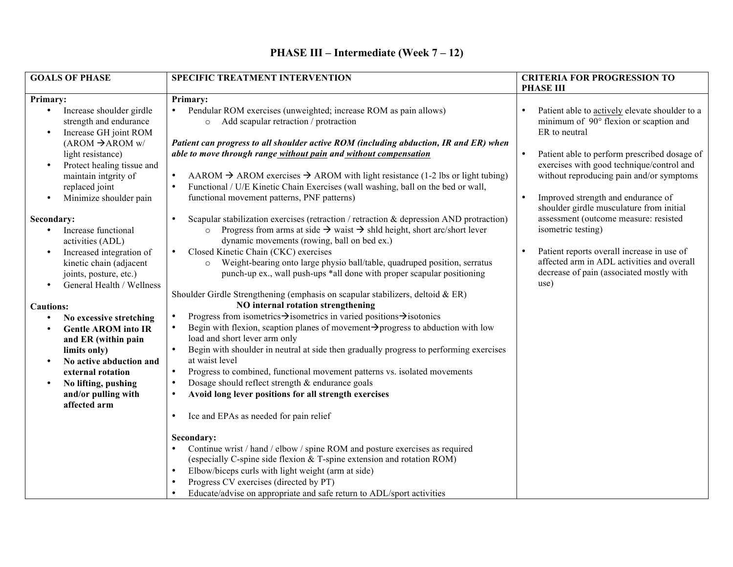# PHASE III – Intermediate (Week 7 – 12)

| GOALS OF PHASE | SPECIFIC TREATMENT INTERVENTION | CRITERIA FOR PROGRESSION TO PHASE III |
|---|---|---|
| **Primary:**<br>• Increase shoulder girdle strength and endurance<br>• Increase GH joint ROM (AROM →AROM w/ light resistance)<br>• Protect healing tissue and maintain intgrity of replaced joint<br>• Minimize shoulder pain<br><br>**Secondary:**<br>• Increase functional activities (ADL)<br>• Increased integration of kinetic chain (adjacent joints, posture, etc.)<br>• General Health / Wellness<br><br>**Cautions:**<br>• **No excessive stretching**<br>• **Gentle AROM into IR and ER (within pain limits only)**<br>• **No active abduction and external rotation**<br>• **No lifting, pushing and/or pulling with affected arm** | **Primary:**<br>• Pendular ROM exercises (unweighted; increase ROM as pain allows)<br>&nbsp;&nbsp;&nbsp;&nbsp;○ Add scapular retraction / protraction<br><br>***Patient can progress to all shoulder active ROM (including abduction, IR and ER) when able to move through range <u>without pain</u> and <u>without compensation</u>***<br><br>• AAROM → AROM exercises → AROM with light resistance (1-2 lbs or light tubing)<br>• Functional / U/E Kinetic Chain Exercises (wall washing, ball on the bed or wall, functional movement patterns, PNF patterns)<br><br>• Scapular stabilization exercises (retraction / retraction & depression AND protraction)<br>&nbsp;&nbsp;&nbsp;&nbsp;○ Progress from arms at side → waist → shld height, short arc/short lever dynamic movements (rowing, ball on bed ex.)<br>• Closed Kinetic Chain (CKC) exercises<br>&nbsp;&nbsp;&nbsp;&nbsp;○ Weight-bearing onto large physio ball/table, quadruped position, serratus punch-up ex., wall push-ups *all done with proper scapular positioning<br><br>Shoulder Girdle Strengthening (emphasis on scapular stabilizers, deltoid & ER)<br>**NO internal rotation strengthening**<br>• Progress from isometrics→isometrics in varied positions→isotonics<br>• Begin with flexion, scaption planes of movement→progress to abduction with low load and short lever arm only<br>• Begin with shoulder in neutral at side then gradually progress to performing exercises at waist level<br>• Progress to combined, functional movement patterns vs. isolated movements<br>• Dosage should reflect strength & endurance goals<br>• **Avoid long lever positions for all strength exercises**<br><br>• Ice and EPAs as needed for pain relief<br><br>**Secondary:**<br>• Continue wrist / hand / elbow / spine ROM and posture exercises as required (especially C-spine side flexion & T-spine extension and rotation ROM)<br>• Elbow/biceps curls with light weight (arm at side)<br>• Progress CV exercises (directed by PT)<br>• Educate/advise on appropriate and safe return to ADL/sport activities | • Patient able to <u>actively</u> elevate shoulder to a minimum of 90° flexion or scaption and ER to neutral<br><br>• Patient able to perform prescribed dosage of exercises with good technique/control and without reproducing pain and/or symptoms<br><br>• Improved strength and endurance of shoulder girdle musculature from initial assessment (outcome measure: resisted isometric testing)<br><br>• Patient reports overall increase in use of affected arm in ADL activities and overall decrease of pain (associated mostly with use) |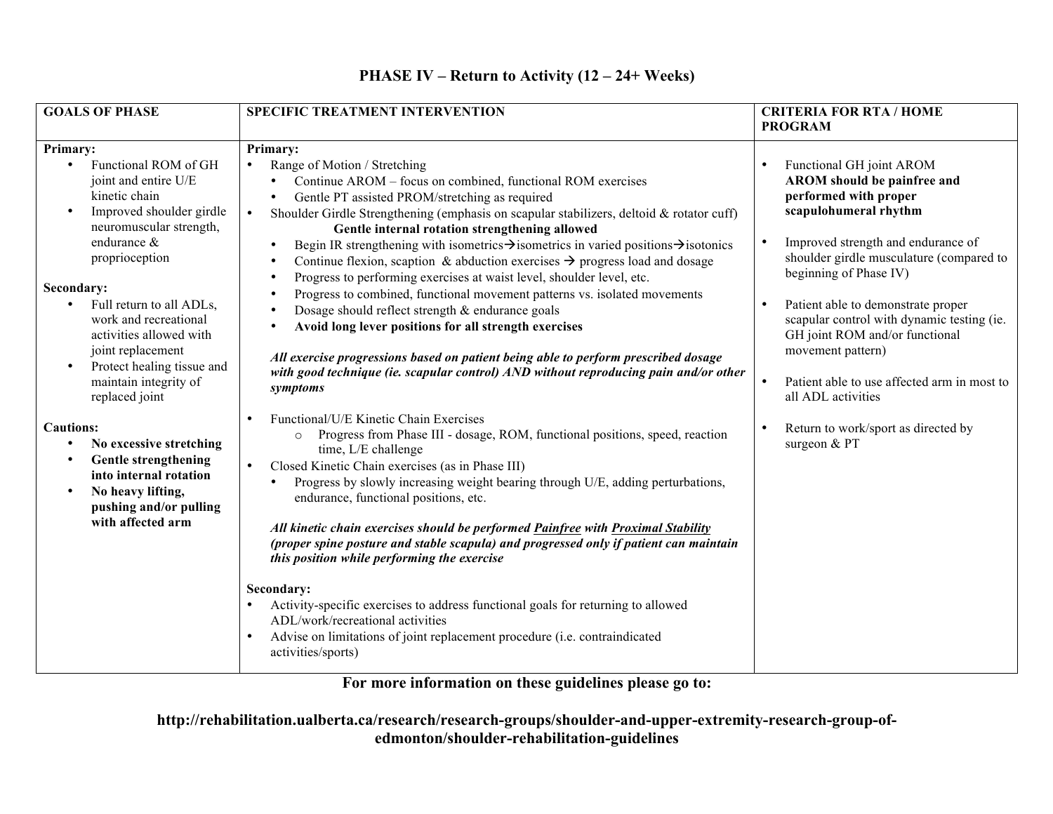# PHASE IV – Return to Activity (12 – 24+ Weeks)

| GOALS OF PHASE | SPECIFIC TREATMENT INTERVENTION | CRITERIA FOR RTA / HOME PROGRAM |
|---|---|---|
| **Primary:**<br>• Functional ROM of GH joint and entire U/E kinetic chain<br>• Improved shoulder girdle neuromuscular strength, endurance & proprioception<br><br>**Secondary:**<br>• Full return to all ADLs, work and recreational activities allowed with joint replacement<br>• Protect healing tissue and maintain integrity of replaced joint<br><br>**Cautions:**<br>• **No excessive stretching**<br>• **Gentle strengthening into internal rotation**<br>• **No heavy lifting, pushing and/or pulling with affected arm** | **Primary:**<br>• Range of Motion / Stretching<br>  • Continue AROM – focus on combined, functional ROM exercises<br>  • Gentle PT assisted PROM/stretching as required<br>• Shoulder Girdle Strengthening (emphasis on scapular stabilizers, deltoid & rotator cuff)<br>  **Gentle internal rotation strengthening allowed**<br>  • Begin IR strengthening with isometrics→isometrics in varied positions→isotonics<br>  • Continue flexion, scaption & abduction exercises → progress load and dosage<br>  • Progress to performing exercises at waist level, shoulder level, etc.<br>  • Progress to combined, functional movement patterns vs. isolated movements<br>  • Dosage should reflect strength & endurance goals<br>  • **Avoid long lever positions for all strength exercises**<br><br>***All exercise progressions based on patient being able to perform prescribed dosage with good technique (ie. scapular control) AND without reproducing pain and/or other symptoms***<br><br>• Functional/U/E Kinetic Chain Exercises<br>  ○ Progress from Phase III - dosage, ROM, functional positions, speed, reaction time, L/E challenge<br>• Closed Kinetic Chain exercises (as in Phase III)<br>  • Progress by slowly increasing weight bearing through U/E, adding perturbations, endurance, functional positions, etc.<br><br>***All kinetic chain exercises should be performed <u>Painfree</u> with <u>Proximal Stability</u> (proper spine posture and stable scapula) and progressed only if patient can maintain this position while performing the exercise***<br><br>**Secondary:**<br>• Activity-specific exercises to address functional goals for returning to allowed ADL/work/recreational activities<br>• Advise on limitations of joint replacement procedure (i.e. contraindicated activities/sports) | • Functional GH joint AROM<br>**AROM should be painfree and performed with proper scapulohumeral rhythm**<br><br>• Improved strength and endurance of shoulder girdle musculature (compared to beginning of Phase IV)<br><br>• Patient able to demonstrate proper scapular control with dynamic testing (ie. GH joint ROM and/or functional movement pattern)<br><br>• Patient able to use affected arm in most to all ADL activities<br><br>• Return to work/sport as directed by surgeon & PT |

**For more information on these guidelines please go to:**

**http://rehabilitation.ualberta.ca/research/research-groups/shoulder-and-upper-extremity-research-group-of-edmonton/shoulder-rehabilitation-guidelines**